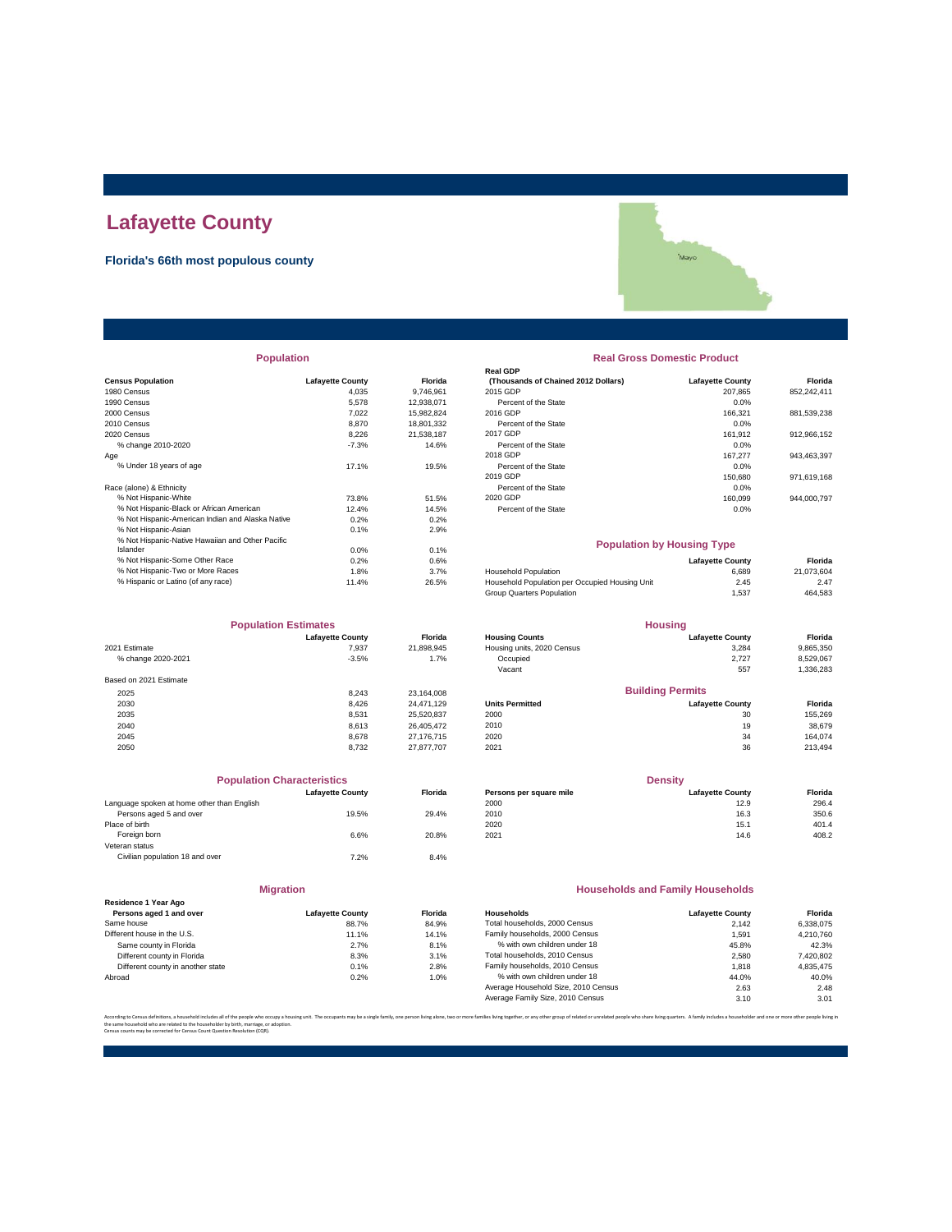# Lafayette County

**Florida's 66th most populous county**

## Population

| Census Population | Lafayette County | Florida |
|---|---|---|
| 1980 Census | 4,035 | 9,746,961 |
| 1990 Census | 5,578 | 12,938,071 |
| 2000 Census | 7,022 | 15,982,824 |
| 2010 Census | 8,870 | 18,801,332 |
| 2020 Census | 8,226 | 21,538,187 |
| % change 2010-2020 | -7.3% | 14.6% |
| Age | | |
| % Under 18 years of age | 17.1% | 19.5% |
| Race (alone) & Ethnicity | | |
| % Not Hispanic-White | 73.8% | 51.5% |
| % Not Hispanic-Black or African American | 12.4% | 14.5% |
| % Not Hispanic-American Indian and Alaska Native | 0.2% | 0.2% |
| % Not Hispanic-Asian | 0.1% | 2.9% |
| % Not Hispanic-Native Hawaiian and Other Pacific Islander | 0.0% | 0.1% |
| % Not Hispanic-Some Other Race | 0.2% | 0.6% |
| % Not Hispanic-Two or More Races | 1.8% | 3.7% |
| % Hispanic or Latino (of any race) | 11.4% | 26.5% |

## Real Gross Domestic Product

| Real GDP (Thousands of Chained 2012 Dollars) | Lafayette County | Florida |
|---|---|---|
| 2015 GDP | 207,865 | 852,242,411 |
| Percent of the State | 0.0% | |
| 2016 GDP | 166,321 | 881,539,238 |
| Percent of the State | 0.0% | |
| 2017 GDP | 161,912 | 912,966,152 |
| Percent of the State | 0.0% | |
| 2018 GDP | 167,277 | 943,463,397 |
| Percent of the State | 0.0% | |
| 2019 GDP | 150,680 | 971,619,168 |
| Percent of the State | 0.0% | |
| 2020 GDP | 160,099 | 944,000,797 |
| Percent of the State | 0.0% | |

## Population by Housing Type

| | Lafayette County | Florida |
|---|---|---|
| Household Population | 6,689 | 21,073,604 |
| Household Population per Occupied Housing Unit | 2.45 | 2.47 |
| Group Quarters Population | 1,537 | 464,583 |

## Population Estimates

| | Lafayette County | Florida |
|---|---|---|
| 2021 Estimate | 7,937 | 21,898,945 |
| % change 2020-2021 | -3.5% | 1.7% |
| Based on 2021 Estimate | | |
| 2025 | 8,243 | 23,164,008 |
| 2030 | 8,426 | 24,471,129 |
| 2035 | 8,531 | 25,520,837 |
| 2040 | 8,613 | 26,405,472 |
| 2045 | 8,678 | 27,176,715 |
| 2050 | 8,732 | 27,877,707 |

## Housing

| Housing Counts | Lafayette County | Florida |
|---|---|---|
| Housing units, 2020 Census | 3,284 | 9,865,350 |
| Occupied | 2,727 | 8,529,067 |
| Vacant | 557 | 1,336,283 |

## Building Permits

| Units Permitted | Lafayette County | Florida |
|---|---|---|
| 2000 | 30 | 155,269 |
| 2010 | 19 | 38,679 |
| 2020 | 34 | 164,074 |
| 2021 | 36 | 213,494 |

## Population Characteristics

| | Lafayette County | Florida |
|---|---|---|
| Language spoken at home other than English | | |
| Persons aged 5 and over | 19.5% | 29.4% |
| Place of birth | | |
| Foreign born | 6.6% | 20.8% |
| Veteran status | | |
| Civilian population 18 and over | 7.2% | 8.4% |

## Density

| Persons per square mile | Lafayette County | Florida |
|---|---|---|
| 2000 | 12.9 | 296.4 |
| 2010 | 16.3 | 350.6 |
| 2020 | 15.1 | 401.4 |
| 2021 | 14.6 | 408.2 |

## Migration

| Residence 1 Year Ago Persons aged 1 and over | Lafayette County | Florida |
|---|---|---|
| Same house | 88.7% | 84.9% |
| Different house in the U.S. | 11.1% | 14.1% |
| Same county in Florida | 2.7% | 8.1% |
| Different county in Florida | 8.3% | 3.1% |
| Different county in another state | 0.1% | 2.8% |
| Abroad | 0.2% | 1.0% |

## Households and Family Households

| Households | Lafayette County | Florida |
|---|---|---|
| Total households, 2000 Census | 2,142 | 6,338,075 |
| Family households, 2000 Census | 1,591 | 4,210,760 |
| % with own children under 18 | 45.8% | 42.3% |
| Total households, 2010 Census | 2,580 | 7,420,802 |
| Family households, 2010 Census | 1,818 | 4,835,475 |
| % with own children under 18 | 44.0% | 40.0% |
| Average Household Size, 2010 Census | 2.63 | 2.48 |
| Average Family Size, 2010 Census | 3.10 | 3.01 |

According to Census definitions, a household includes all of the people who occupy a housing unit. The occupants may be a single family, one person living alone, two or more families living together, or any other group of related or unrelated people who share living quarters. A family includes a householder and one or more other people living in the same household who are related to the householder by birth, marriage, or adoption.
Census counts may be corrected for Census Count Question Resolution (CQR).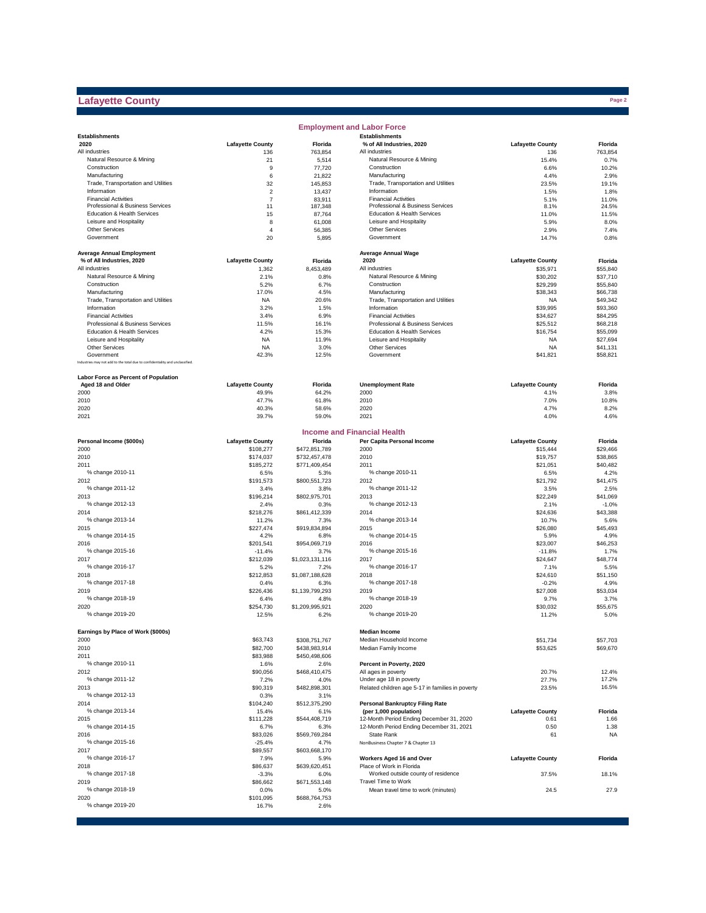# Lafayette County

## Employment and Labor Force

| Establishments 2020 | Lafayette County | Florida |
|---|---|---|
| All industries | 136 | 763,854 |
| Natural Resource & Mining | 21 | 5,514 |
| Construction | 9 | 77,720 |
| Manufacturing | 6 | 21,822 |
| Trade, Transportation and Utilities | 32 | 145,853 |
| Information | 2 | 13,437 |
| Financial Activities | 7 | 83,911 |
| Professional & Business Services | 11 | 187,348 |
| Education & Health Services | 15 | 87,764 |
| Leisure and Hospitality | 8 | 61,008 |
| Other Services | 4 | 56,385 |
| Government | 20 | 5,895 |

| Establishments % of All Industries, 2020 | Lafayette County | Florida |
|---|---|---|
| All industries | 136 | 763,854 |
| Natural Resource & Mining | 15.4% | 0.7% |
| Construction | 6.6% | 10.2% |
| Manufacturing | 4.4% | 2.9% |
| Trade, Transportation and Utilities | 23.5% | 19.1% |
| Information | 1.5% | 1.8% |
| Financial Activities | 5.1% | 11.0% |
| Professional & Business Services | 8.1% | 24.5% |
| Education & Health Services | 11.0% | 11.5% |
| Leisure and Hospitality | 5.9% | 8.0% |
| Other Services | 2.9% | 7.4% |
| Government | 14.7% | 0.8% |

| Average Annual Employment % of All Industries, 2020 | Lafayette County | Florida |
|---|---|---|
| All industries | 1,362 | 8,453,489 |
| Natural Resource & Mining | 2.1% | 0.8% |
| Construction | 5.2% | 6.7% |
| Manufacturing | 17.0% | 4.5% |
| Trade, Transportation and Utilities | NA | 20.6% |
| Information | 3.2% | 1.5% |
| Financial Activities | 3.4% | 6.9% |
| Professional & Business Services | 11.5% | 16.1% |
| Education & Health Services | 4.2% | 15.3% |
| Leisure and Hospitality | NA | 11.9% |
| Other Services | NA | 3.0% |
| Government | 42.3% | 12.5% |

Industries may not add to the total due to confidentiality and unclassified.

| Average Annual Wage 2020 | Lafayette County | Florida |
|---|---|---|
| All industries | $35,971 | $55,840 |
| Natural Resource & Mining | $30,202 | $37,710 |
| Construction | $29,299 | $55,840 |
| Manufacturing | $38,343 | $66,738 |
| Trade, Transportation and Utilities | NA | $49,342 |
| Information | $39,995 | $93,360 |
| Financial Activities | $34,627 | $84,295 |
| Professional & Business Services | $25,512 | $68,218 |
| Education & Health Services | $16,754 | $55,099 |
| Leisure and Hospitality | NA | $27,694 |
| Other Services | NA | $41,131 |
| Government | $41,821 | $58,821 |

| Labor Force as Percent of Population Aged 18 and Older | Lafayette County | Florida |
|---|---|---|
| 2000 | 49.9% | 64.2% |
| 2010 | 47.7% | 61.8% |
| 2020 | 40.3% | 58.6% |
| 2021 | 39.7% | 59.0% |

| Unemployment Rate | Lafayette County | Florida |
|---|---|---|
| 2000 | 4.1% | 3.8% |
| 2010 | 7.0% | 10.8% |
| 2020 | 4.7% | 8.2% |
| 2021 | 4.0% | 4.6% |

## Income and Financial Health

| Personal Income ($000s) | Lafayette County | Florida |
|---|---|---|
| 2000 | $108,277 | $472,851,789 |
| 2010 | $174,037 | $732,457,478 |
| 2011 | $185,272 | $771,409,454 |
| % change 2010-11 | 6.5% | 5.3% |
| 2012 | $191,573 | $800,551,723 |
| % change 2011-12 | 3.4% | 3.8% |
| 2013 | $196,214 | $802,975,701 |
| % change 2012-13 | 2.4% | 0.3% |
| 2014 | $218,276 | $861,412,339 |
| % change 2013-14 | 11.2% | 7.3% |
| 2015 | $227,474 | $919,834,894 |
| % change 2014-15 | 4.2% | 6.8% |
| 2016 | $201,541 | $954,069,719 |
| % change 2015-16 | -11.4% | 3.7% |
| 2017 | $212,039 | $1,023,131,116 |
| % change 2016-17 | 5.2% | 7.2% |
| 2018 | $212,853 | $1,087,188,628 |
| % change 2017-18 | 0.4% | 6.3% |
| 2019 | $226,436 | $1,139,799,293 |
| % change 2018-19 | 6.4% | 4.8% |
| 2020 | $254,730 | $1,209,995,921 |
| % change 2019-20 | 12.5% | 6.2% |

| Per Capita Personal Income | Lafayette County | Florida |
|---|---|---|
| 2000 | $15,444 | $29,466 |
| 2010 | $19,757 | $38,865 |
| 2011 | $21,051 | $40,482 |
| % change 2010-11 | 6.5% | 4.2% |
| 2012 | $21,792 | $41,475 |
| % change 2011-12 | 3.5% | 2.5% |
| 2013 | $22,249 | $41,069 |
| % change 2012-13 | 2.1% | -1.0% |
| 2014 | $24,636 | $43,388 |
| % change 2013-14 | 10.7% | 5.6% |
| 2015 | $26,080 | $45,493 |
| % change 2014-15 | 5.9% | 4.9% |
| 2016 | $23,007 | $46,253 |
| % change 2015-16 | -11.8% | 1.7% |
| 2017 | $24,647 | $48,774 |
| % change 2016-17 | 7.1% | 5.5% |
| 2018 | $24,610 | $51,150 |
| % change 2017-18 | -0.2% | 4.9% |
| 2019 | $27,008 | $53,034 |
| % change 2018-19 | 9.7% | 3.7% |
| 2020 | $30,032 | $55,675 |
| % change 2019-20 | 11.2% | 5.0% |

| Earnings by Place of Work ($000s) | Lafayette County | Florida |
|---|---|---|
| 2000 | $63,743 | $308,751,767 |
| 2010 | $82,700 | $438,983,914 |
| 2011 | $83,988 | $450,498,606 |
| % change 2010-11 | 1.6% | 2.6% |
| 2012 | $90,056 | $468,410,475 |
| % change 2011-12 | 7.2% | 4.0% |
| 2013 | $90,319 | $482,898,301 |
| % change 2012-13 | 0.3% | 3.1% |
| 2014 | $104,240 | $512,375,290 |
| % change 2013-14 | 15.4% | 6.1% |
| 2015 | $111,228 | $544,408,719 |
| % change 2014-15 | 6.7% | 6.3% |
| 2016 | $83,026 | $569,769,284 |
| % change 2015-16 | -25.4% | 4.7% |
| 2017 | $89,557 | $603,668,170 |
| % change 2016-17 | 7.9% | 5.9% |
| 2018 | $86,637 | $639,620,451 |
| % change 2017-18 | -3.3% | 6.0% |
| 2019 | $86,662 | $671,553,148 |
| % change 2018-19 | 0.0% | 5.0% |
| 2020 | $101,095 | $688,764,753 |
| % change 2019-20 | 16.7% | 2.6% |

| Median Income | Lafayette County | Florida |
|---|---|---|
| Median Household Income | $51,734 | $57,703 |
| Median Family Income | $53,625 | $69,670 |

| Percent in Poverty, 2020 | Lafayette County | Florida |
|---|---|---|
| All ages in poverty | 20.7% | 12.4% |
| Under age 18 in poverty | 27.7% | 17.2% |
| Related children age 5-17 in families in poverty | 23.5% | 16.5% |

| Personal Bankruptcy Filing Rate (per 1,000 population) | Lafayette County | Florida |
|---|---|---|
| 12-Month Period Ending December 31, 2020 | 0.61 | 1.66 |
| 12-Month Period Ending December 31, 2021 | 0.50 | 1.38 |
| State Rank | 61 | NA |

NonBusiness Chapter 7 & Chapter 13

| Workers Aged 16 and Over | Lafayette County | Florida |
|---|---|---|
| Place of Work in Florida | | |
| Worked outside county of residence | 37.5% | 18.1% |
| Travel Time to Work | | |
| Mean travel time to work (minutes) | 24.5 | 27.9 |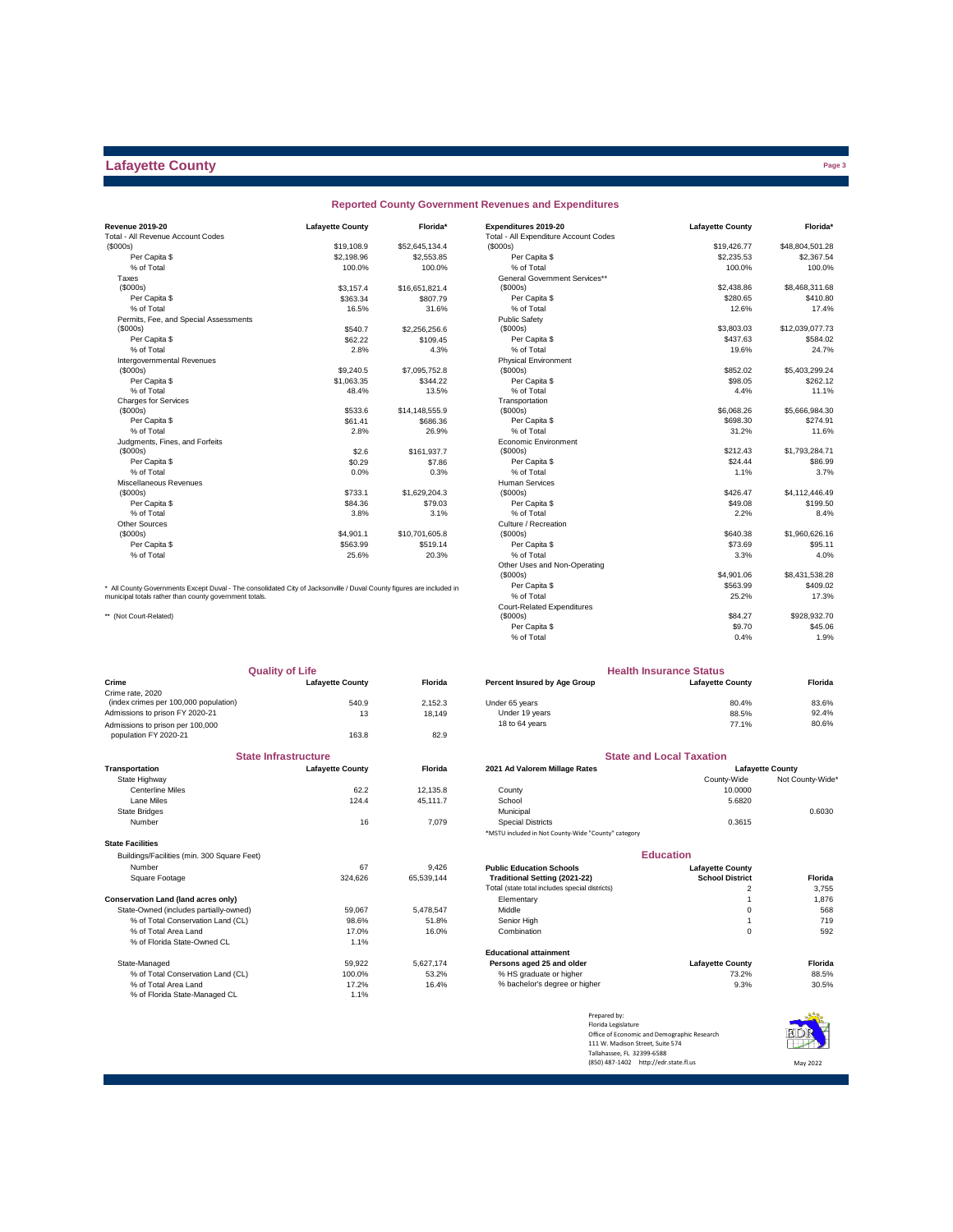# Lafayette County

## Reported County Government Revenues and Expenditures

| Revenue 2019-20 | Lafayette County | Florida* |
|---|---|---|
| Total - All Revenue Account Codes | | |
| ($000s) | $19,108.9 | $52,645,134.4 |
| Per Capita $ | $2,198.96 | $2,553.85 |
| % of Total | 100.0% | 100.0% |
| Taxes | | |
| ($000s) | $3,157.4 | $16,651,821.4 |
| Per Capita $ | $363.34 | $807.79 |
| % of Total | 16.5% | 31.6% |
| Permits, Fee, and Special Assessments | | |
| ($000s) | $540.7 | $2,256,256.6 |
| Per Capita $ | $62.22 | $109.45 |
| % of Total | 2.8% | 4.3% |
| Intergovernmental Revenues | | |
| ($000s) | $9,240.5 | $7,095,752.8 |
| Per Capita $ | $1,063.35 | $344.22 |
| % of Total | 48.4% | 13.5% |
| Charges for Services | | |
| ($000s) | $533.6 | $14,148,555.9 |
| Per Capita $ | $61.41 | $686.36 |
| % of Total | 2.8% | 26.9% |
| Judgments, Fines, and Forfeits | | |
| ($000s) | $2.6 | $161,937.7 |
| Per Capita $ | $0.29 | $7.86 |
| % of Total | 0.0% | 0.3% |
| Miscellaneous Revenues | | |
| ($000s) | $733.1 | $1,629,204.3 |
| Per Capita $ | $84.36 | $79.03 |
| % of Total | 3.8% | 3.1% |
| Other Sources | | |
| ($000s) | $4,901.1 | $10,701,605.8 |
| Per Capita $ | $563.99 | $519.14 |
| % of Total | 25.6% | 20.3% |

\* All County Governments Except Duval - The consolidated City of Jacksonville / Duval County figures are included in municipal totals rather than county government totals.

** (Not Court-Related)

| Expenditures 2019-20 | Lafayette County | Florida* |
|---|---|---|
| Total - All Expenditure Account Codes | | |
| ($000s) | $19,426.77 | $48,804,501.28 |
| Per Capita $ | $2,235.53 | $2,367.54 |
| % of Total | 100.0% | 100.0% |
| General Government Services** | | |
| ($000s) | $2,438.86 | $8,468,311.68 |
| Per Capita $ | $280.65 | $410.80 |
| % of Total | 12.6% | 17.4% |
| Public Safety | | |
| ($000s) | $3,803.03 | $12,039,077.73 |
| Per Capita $ | $437.63 | $584.02 |
| % of Total | 19.6% | 24.7% |
| Physical Environment | | |
| ($000s) | $852.02 | $5,403,299.24 |
| Per Capita $ | $98.05 | $262.12 |
| % of Total | 4.4% | 11.1% |
| Transportation | | |
| ($000s) | $6,068.26 | $5,666,984.30 |
| Per Capita $ | $698.30 | $274.91 |
| % of Total | 31.2% | 11.6% |
| Economic Environment | | |
| ($000s) | $212.43 | $1,793,284.71 |
| Per Capita $ | $24.44 | $86.99 |
| % of Total | 1.1% | 3.7% |
| Human Services | | |
| ($000s) | $426.47 | $4,112,446.49 |
| Per Capita $ | $49.08 | $199.50 |
| % of Total | 2.2% | 8.4% |
| Culture / Recreation | | |
| ($000s) | $640.38 | $1,960,626.16 |
| Per Capita $ | $73.69 | $95.11 |
| % of Total | 3.3% | 4.0% |
| Other Uses and Non-Operating | | |
| ($000s) | $4,901.06 | $8,431,538.28 |
| Per Capita $ | $563.99 | $409.02 |
| % of Total | 25.2% | 17.3% |
| Court-Related Expenditures | | |
| ($000s) | $84.27 | $928,932.70 |
| Per Capita $ | $9.70 | $45.06 |
| % of Total | 0.4% | 1.9% |

## Quality of Life

| Crime | Lafayette County | Florida |
|---|---|---|
| Crime rate, 2020 (index crimes per 100,000 population) | 540.9 | 2,152.3 |
| Admissions to prison FY 2020-21 | 13 | 18,149 |
| Admissions to prison per 100,000 population FY 2020-21 | 163.8 | 82.9 |

## Health Insurance Status

| Percent Insured by Age Group | Lafayette County | Florida |
|---|---|---|
| Under 65 years | 80.4% | 83.6% |
| Under 19 years | 88.5% | 92.4% |
| 18 to 64 years | 77.1% | 80.6% |

## State Infrastructure

| Transportation | Lafayette County | Florida |
|---|---|---|
| State Highway | | |
| Centerline Miles | 62.2 | 12,135.8 |
| Lane Miles | 124.4 | 45,111.7 |
| State Bridges | | |
| Number | 16 | 7,079 |

| State Facilities | Lafayette County | Florida |
|---|---|---|
| Buildings/Facilities (min. 300 Square Feet) | | |
| Number | 67 | 9,426 |
| Square Footage | 324,626 | 65,539,144 |

| Conservation Land (land acres only) | Lafayette County | Florida |
|---|---|---|
| State-Owned (includes partially-owned) | 59,067 | 5,478,547 |
| % of Total Conservation Land (CL) | 98.6% | 51.8% |
| % of Total Area Land | 17.0% | 16.0% |
| % of Florida State-Owned CL | 1.1% | |
| State-Managed | 59,922 | 5,627,174 |
| % of Total Conservation Land (CL) | 100.0% | 53.2% |
| % of Total Area Land | 17.2% | 16.4% |
| % of Florida State-Managed CL | 1.1% | |

## State and Local Taxation

| 2021 Ad Valorem Millage Rates | Lafayette County County-Wide | Lafayette County Not County-Wide* |
|---|---|---|
| County | 10.0000 | |
| School | 5.6820 | |
| Municipal | | 0.6030 |
| Special Districts | 0.3615 | |

*MSTU included in Not County-Wide "County" category

## Education

| Public Education Schools Traditional Setting (2021-22) | Lafayette County School District | Florida |
|---|---|---|
| Total (state total includes special districts) | 2 | 3,755 |
| Elementary | 1 | 1,876 |
| Middle | 0 | 568 |
| Senior High | 1 | 719 |
| Combination | 0 | 592 |

| Educational attainment Persons aged 25 and older | Lafayette County | Florida |
|---|---|---|
| % HS graduate or higher | 73.2% | 88.5% |
| % bachelor's degree or higher | 9.3% | 30.5% |

Prepared by:
Florida Legislature
Office of Economic and Demographic Research
111 W. Madison Street, Suite 574
Tallahassee, FL 32399-6588
(850) 487-1402 http://edr.state.fl.us

May 2022